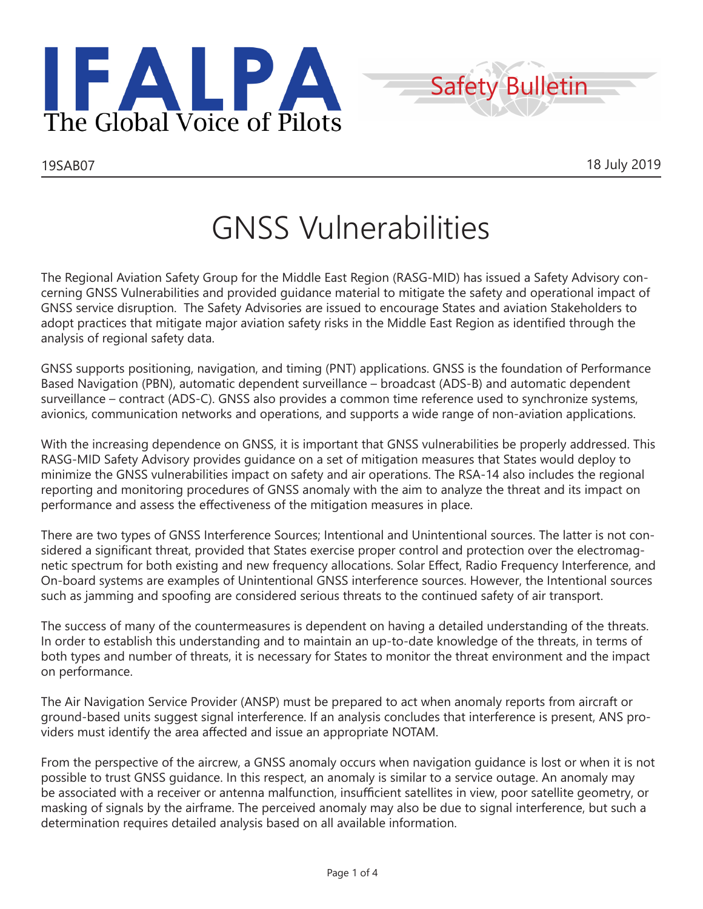IFALPA
The Global Voice of Pilots

Safety Bulletin

19SAB07

18 July 2019

# GNSS Vulnerabilities

The Regional Aviation Safety Group for the Middle East Region (RASG-MID) has issued a Safety Advisory concerning GNSS Vulnerabilities and provided guidance material to mitigate the safety and operational impact of GNSS service disruption. The Safety Advisories are issued to encourage States and aviation Stakeholders to adopt practices that mitigate major aviation safety risks in the Middle East Region as identified through the analysis of regional safety data.

GNSS supports positioning, navigation, and timing (PNT) applications. GNSS is the foundation of Performance Based Navigation (PBN), automatic dependent surveillance – broadcast (ADS-B) and automatic dependent surveillance – contract (ADS-C). GNSS also provides a common time reference used to synchronize systems, avionics, communication networks and operations, and supports a wide range of non-aviation applications.

With the increasing dependence on GNSS, it is important that GNSS vulnerabilities be properly addressed. This RASG-MID Safety Advisory provides guidance on a set of mitigation measures that States would deploy to minimize the GNSS vulnerabilities impact on safety and air operations. The RSA-14 also includes the regional reporting and monitoring procedures of GNSS anomaly with the aim to analyze the threat and its impact on performance and assess the effectiveness of the mitigation measures in place.

There are two types of GNSS Interference Sources; Intentional and Unintentional sources. The latter is not considered a significant threat, provided that States exercise proper control and protection over the electromagnetic spectrum for both existing and new frequency allocations. Solar Effect, Radio Frequency Interference, and On-board systems are examples of Unintentional GNSS interference sources. However, the Intentional sources such as jamming and spoofing are considered serious threats to the continued safety of air transport.

The success of many of the countermeasures is dependent on having a detailed understanding of the threats. In order to establish this understanding and to maintain an up-to-date knowledge of the threats, in terms of both types and number of threats, it is necessary for States to monitor the threat environment and the impact on performance.

The Air Navigation Service Provider (ANSP) must be prepared to act when anomaly reports from aircraft or ground-based units suggest signal interference. If an analysis concludes that interference is present, ANS providers must identify the area affected and issue an appropriate NOTAM.

From the perspective of the aircrew, a GNSS anomaly occurs when navigation guidance is lost or when it is not possible to trust GNSS guidance. In this respect, an anomaly is similar to a service outage. An anomaly may be associated with a receiver or antenna malfunction, insufficient satellites in view, poor satellite geometry, or masking of signals by the airframe. The perceived anomaly may also be due to signal interference, but such a determination requires detailed analysis based on all available information.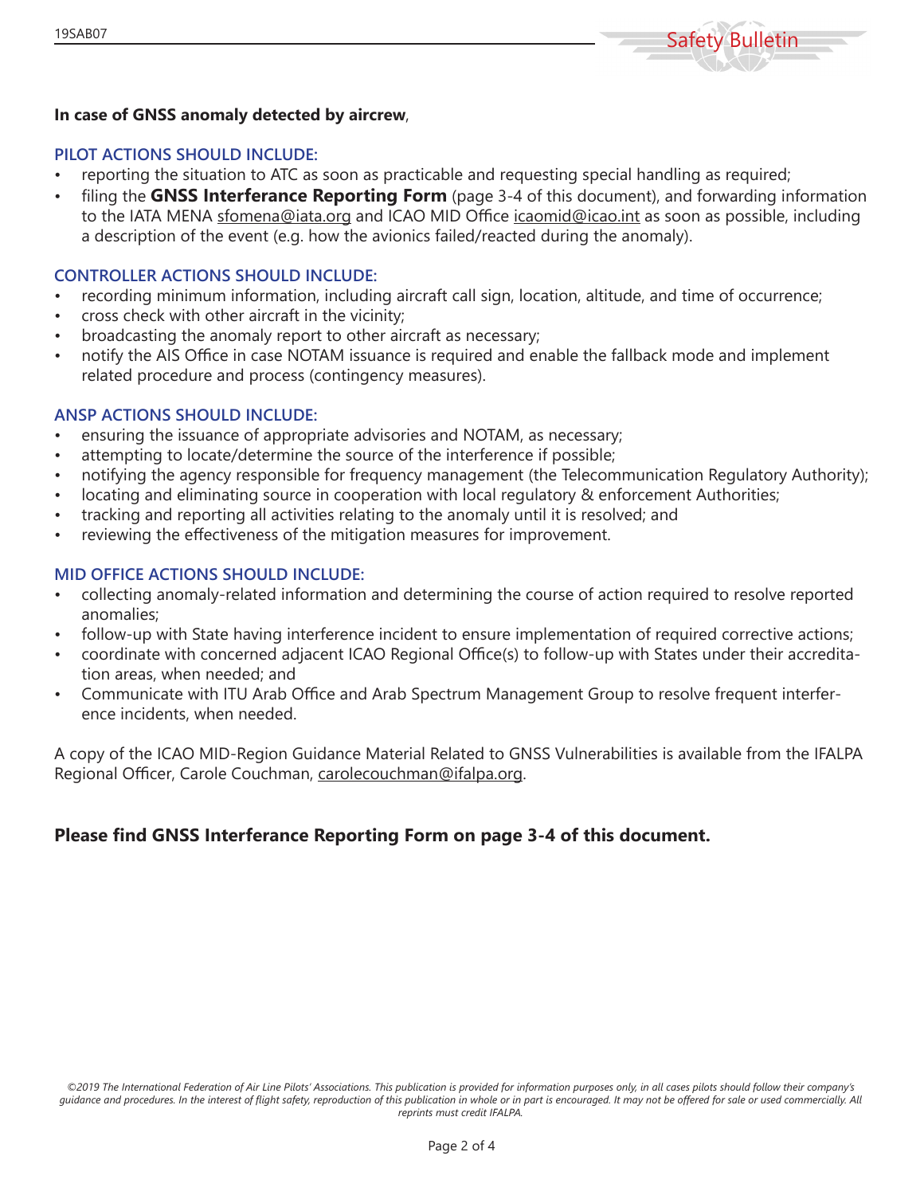**In case of GNSS anomaly detected by aircrew**,

### PILOT ACTIONS SHOULD INCLUDE:

- reporting the situation to ATC as soon as practicable and requesting special handling as required;
- filing the **GNSS Interferance Reporting Form** (page 3-4 of this document), and forwarding information to the IATA MENA sfomena@iata.org and ICAO MID Office icaomid@icao.int as soon as possible, including a description of the event (e.g. how the avionics failed/reacted during the anomaly).

### CONTROLLER ACTIONS SHOULD INCLUDE:

- recording minimum information, including aircraft call sign, location, altitude, and time of occurrence;
- cross check with other aircraft in the vicinity;
- broadcasting the anomaly report to other aircraft as necessary;
- notify the AIS Office in case NOTAM issuance is required and enable the fallback mode and implement related procedure and process (contingency measures).

### ANSP ACTIONS SHOULD INCLUDE:

- ensuring the issuance of appropriate advisories and NOTAM, as necessary;
- attempting to locate/determine the source of the interference if possible;
- notifying the agency responsible for frequency management (the Telecommunication Regulatory Authority);
- locating and eliminating source in cooperation with local regulatory & enforcement Authorities;
- tracking and reporting all activities relating to the anomaly until it is resolved; and
- reviewing the effectiveness of the mitigation measures for improvement.

### MID OFFICE ACTIONS SHOULD INCLUDE:

- collecting anomaly-related information and determining the course of action required to resolve reported anomalies;
- follow-up with State having interference incident to ensure implementation of required corrective actions;
- coordinate with concerned adjacent ICAO Regional Office(s) to follow-up with States under their accreditation areas, when needed; and
- Communicate with ITU Arab Office and Arab Spectrum Management Group to resolve frequent interference incidents, when needed.

A copy of the ICAO MID-Region Guidance Material Related to GNSS Vulnerabilities is available from the IFALPA Regional Officer, Carole Couchman, carolecouchman@ifalpa.org.

**Please find GNSS Interferance Reporting Form on page 3-4 of this document.**

*©2019 The International Federation of Air Line Pilots' Associations. This publication is provided for information purposes only, in all cases pilots should follow their company's guidance and procedures. In the interest of flight safety, reproduction of this publication in whole or in part is encouraged. It may not be offered for sale or used commercially. All reprints must credit IFALPA.*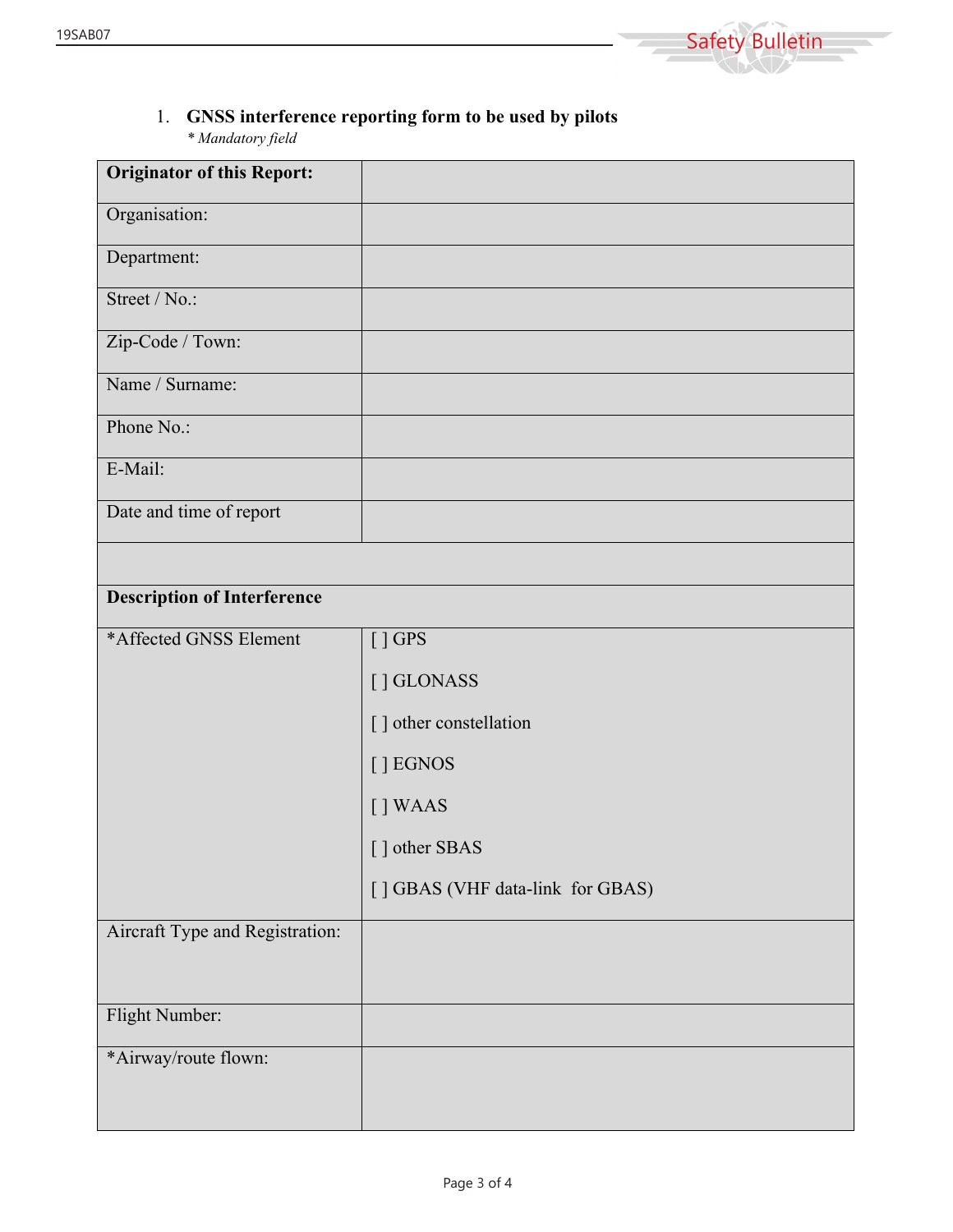1. **GNSS interference reporting form to be used by pilots**
   *\* Mandatory field*

| **Originator of this Report:** | |
|---|---|
| Organisation: | |
| Department: | |
| Street / No.: | |
| Zip-Code / Town: | |
| Name / Surname: | |
| Phone No.: | |
| E-Mail: | |
| Date and time of report | |
| | |
| **Description of Interference** | |
| *Affected GNSS Element | [ ] GPS<br>[ ] GLONASS<br>[ ] other constellation<br>[ ] EGNOS<br>[ ] WAAS<br>[ ] other SBAS<br>[ ] GBAS (VHF data-link for GBAS) |
| Aircraft Type and Registration: | |
| Flight Number: | |
| *Airway/route flown: | |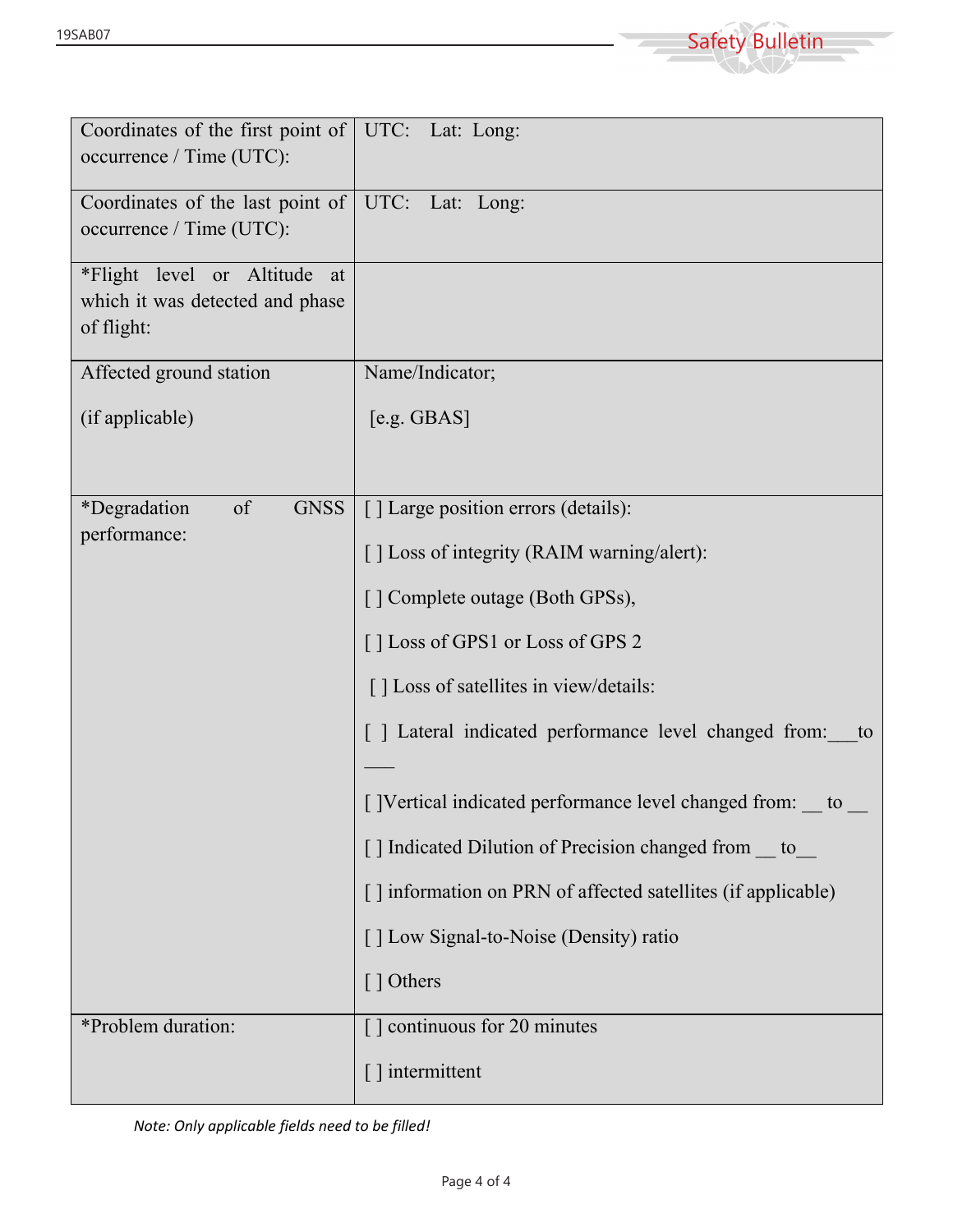| | |
|---|---|
| Coordinates of the first point of occurrence / Time (UTC): | UTC: Lat: Long: |
| Coordinates of the last point of occurrence / Time (UTC): | UTC: Lat: Long: |
| *Flight level or Altitude at which it was detected and phase of flight: | |
| Affected ground station<br><br>(if applicable) | Name/Indicator;<br><br>[e.g. GBAS] |
| *Degradation of GNSS performance: | [ ] Large position errors (details):<br><br>[ ] Loss of integrity (RAIM warning/alert):<br><br>[ ] Complete outage (Both GPSs),<br><br>[ ] Loss of GPS1 or Loss of GPS 2<br><br>[ ] Loss of satellites in view/details:<br><br>[ ] Lateral indicated performance level changed from:___to ___<br><br>[ ]Vertical indicated performance level changed from: __ to __<br><br>[ ] Indicated Dilution of Precision changed from __ to__<br><br>[ ] information on PRN of affected satellites (if applicable)<br><br>[ ] Low Signal-to-Noise (Density) ratio<br><br>[ ] Others |
| *Problem duration: | [ ] continuous for 20 minutes<br><br>[ ] intermittent |

*Note: Only applicable fields need to be filled!*